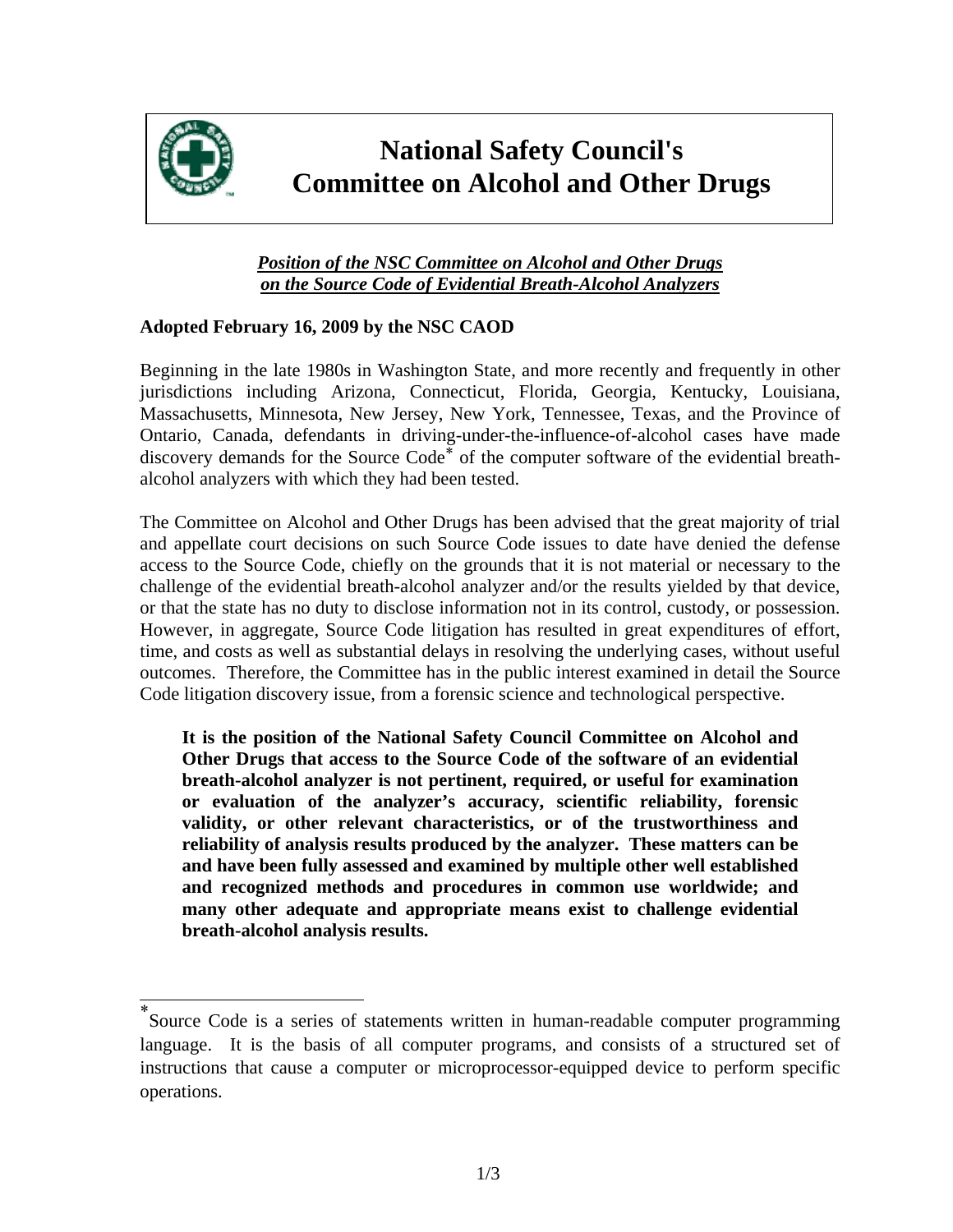# National Safety Council's Committee on Alcohol and Other Drugs

***Position of the NSC Committee on Alcohol and Other Drugs on the Source Code of Evidential Breath-Alcohol Analyzers***

**Adopted February 16, 2009 by the NSC CAOD**

Beginning in the late 1980s in Washington State, and more recently and frequently in other jurisdictions including Arizona, Connecticut, Florida, Georgia, Kentucky, Louisiana, Massachusetts, Minnesota, New Jersey, New York, Tennessee, Texas, and the Province of Ontario, Canada, defendants in driving-under-the-influence-of-alcohol cases have made discovery demands for the Source Code* of the computer software of the evidential breath-alcohol analyzers with which they had been tested.

The Committee on Alcohol and Other Drugs has been advised that the great majority of trial and appellate court decisions on such Source Code issues to date have denied the defense access to the Source Code, chiefly on the grounds that it is not material or necessary to the challenge of the evidential breath-alcohol analyzer and/or the results yielded by that device, or that the state has no duty to disclose information not in its control, custody, or possession. However, in aggregate, Source Code litigation has resulted in great expenditures of effort, time, and costs as well as substantial delays in resolving the underlying cases, without useful outcomes. Therefore, the Committee has in the public interest examined in detail the Source Code litigation discovery issue, from a forensic science and technological perspective.

> **It is the position of the National Safety Council Committee on Alcohol and Other Drugs that access to the Source Code of the software of an evidential breath-alcohol analyzer is not pertinent, required, or useful for examination or evaluation of the analyzer's accuracy, scientific reliability, forensic validity, or other relevant characteristics, or of the trustworthiness and reliability of analysis results produced by the analyzer. These matters can be and have been fully assessed and examined by multiple other well established and recognized methods and procedures in common use worldwide; and many other adequate and appropriate means exist to challenge evidential breath-alcohol analysis results.**

---

* Source Code is a series of statements written in human-readable computer programming language. It is the basis of all computer programs, and consists of a structured set of instructions that cause a computer or microprocessor-equipped device to perform specific operations.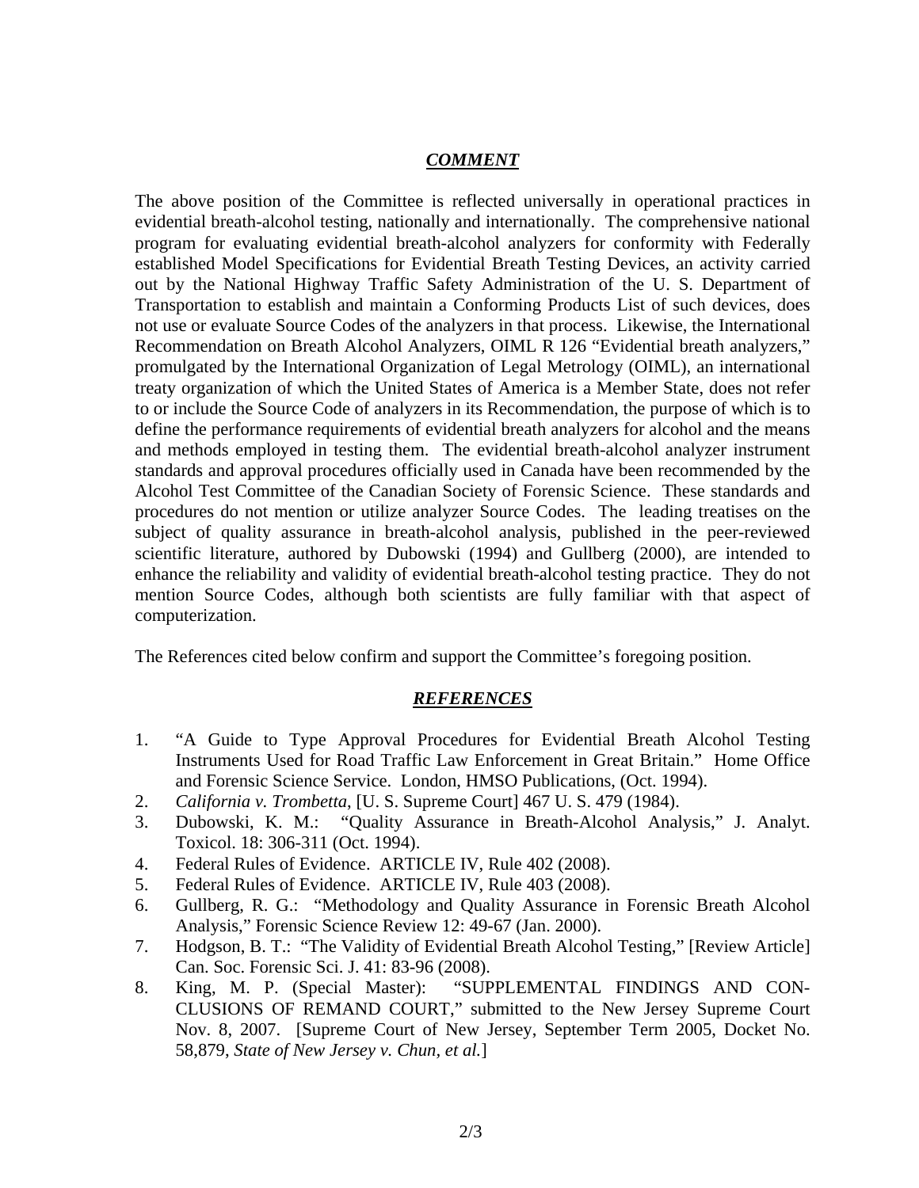## ***COMMENT***

The above position of the Committee is reflected universally in operational practices in evidential breath-alcohol testing, nationally and internationally. The comprehensive national program for evaluating evidential breath-alcohol analyzers for conformity with Federally established Model Specifications for Evidential Breath Testing Devices, an activity carried out by the National Highway Traffic Safety Administration of the U. S. Department of Transportation to establish and maintain a Conforming Products List of such devices, does not use or evaluate Source Codes of the analyzers in that process. Likewise, the International Recommendation on Breath Alcohol Analyzers, OIML R 126 "Evidential breath analyzers," promulgated by the International Organization of Legal Metrology (OIML), an international treaty organization of which the United States of America is a Member State, does not refer to or include the Source Code of analyzers in its Recommendation, the purpose of which is to define the performance requirements of evidential breath analyzers for alcohol and the means and methods employed in testing them. The evidential breath-alcohol analyzer instrument standards and approval procedures officially used in Canada have been recommended by the Alcohol Test Committee of the Canadian Society of Forensic Science. These standards and procedures do not mention or utilize analyzer Source Codes. The leading treatises on the subject of quality assurance in breath-alcohol analysis, published in the peer-reviewed scientific literature, authored by Dubowski (1994) and Gullberg (2000), are intended to enhance the reliability and validity of evidential breath-alcohol testing practice. They do not mention Source Codes, although both scientists are fully familiar with that aspect of computerization.

The References cited below confirm and support the Committee's foregoing position.

## ***REFERENCES***

1. "A Guide to Type Approval Procedures for Evidential Breath Alcohol Testing Instruments Used for Road Traffic Law Enforcement in Great Britain." Home Office and Forensic Science Service. London, HMSO Publications, (Oct. 1994).
2. *California v. Trombetta*, [U. S. Supreme Court] 467 U. S. 479 (1984).
3. Dubowski, K. M.: "Quality Assurance in Breath-Alcohol Analysis," J. Analyt. Toxicol. 18: 306-311 (Oct. 1994).
4. Federal Rules of Evidence. ARTICLE IV, Rule 402 (2008).
5. Federal Rules of Evidence. ARTICLE IV, Rule 403 (2008).
6. Gullberg, R. G.: "Methodology and Quality Assurance in Forensic Breath Alcohol Analysis," Forensic Science Review 12: 49-67 (Jan. 2000).
7. Hodgson, B. T.: "The Validity of Evidential Breath Alcohol Testing," [Review Article] Can. Soc. Forensic Sci. J. 41: 83-96 (2008).
8. King, M. P. (Special Master): "SUPPLEMENTAL FINDINGS AND CON-CLUSIONS OF REMAND COURT," submitted to the New Jersey Supreme Court Nov. 8, 2007. [Supreme Court of New Jersey, September Term 2005, Docket No. 58,879, *State of New Jersey v. Chun, et al.*]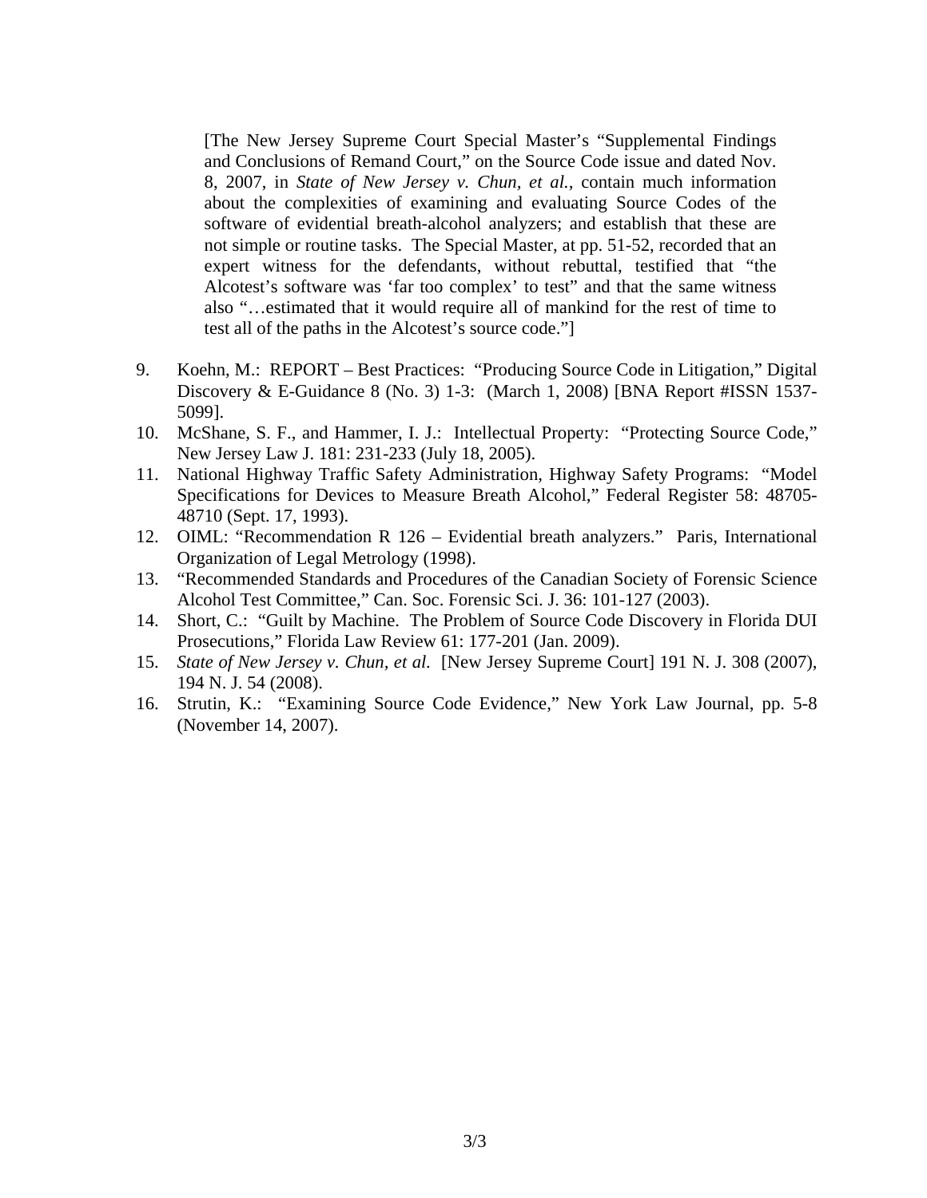[The New Jersey Supreme Court Special Master's "Supplemental Findings and Conclusions of Remand Court," on the Source Code issue and dated Nov. 8, 2007, in *State of New Jersey v. Chun, et al.*, contain much information about the complexities of examining and evaluating Source Codes of the software of evidential breath-alcohol analyzers; and establish that these are not simple or routine tasks. The Special Master, at pp. 51-52, recorded that an expert witness for the defendants, without rebuttal, testified that "the Alcotest's software was 'far too complex' to test" and that the same witness also "…estimated that it would require all of mankind for the rest of time to test all of the paths in the Alcotest's source code."]

9. Koehn, M.: REPORT – Best Practices: "Producing Source Code in Litigation," Digital Discovery & E-Guidance 8 (No. 3) 1-3: (March 1, 2008) [BNA Report #ISSN 1537-5099].
10. McShane, S. F., and Hammer, I. J.: Intellectual Property: "Protecting Source Code," New Jersey Law J. 181: 231-233 (July 18, 2005).
11. National Highway Traffic Safety Administration, Highway Safety Programs: "Model Specifications for Devices to Measure Breath Alcohol," Federal Register 58: 48705-48710 (Sept. 17, 1993).
12. OIML: "Recommendation R 126 – Evidential breath analyzers." Paris, International Organization of Legal Metrology (1998).
13. "Recommended Standards and Procedures of the Canadian Society of Forensic Science Alcohol Test Committee," Can. Soc. Forensic Sci. J. 36: 101-127 (2003).
14. Short, C.: "Guilt by Machine. The Problem of Source Code Discovery in Florida DUI Prosecutions," Florida Law Review 61: 177-201 (Jan. 2009).
15. *State of New Jersey v. Chun, et al.* [New Jersey Supreme Court] 191 N. J. 308 (2007), 194 N. J. 54 (2008).
16. Strutin, K.: "Examining Source Code Evidence," New York Law Journal, pp. 5-8 (November 14, 2007).